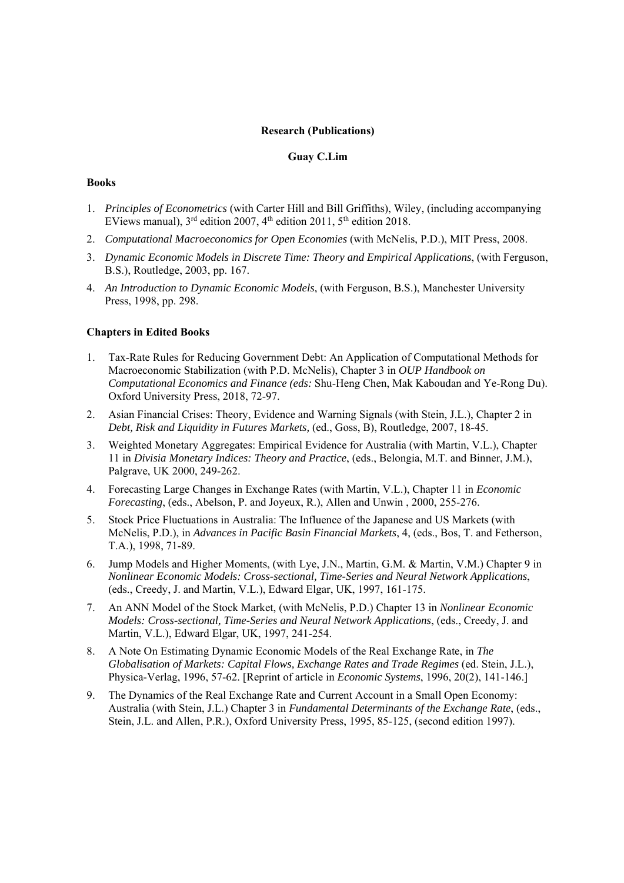**Research (Publications)**

**Guay C.Lim**

**Books**

1. *Principles of Econometrics* (with Carter Hill and Bill Griffiths), Wiley, (including accompanying EViews manual), 3rd edition 2007, 4th edition 2011, 5th edition 2018.
2. *Computational Macroeconomics for Open Economies* (with McNelis, P.D.), MIT Press, 2008.
3. *Dynamic Economic Models in Discrete Time: Theory and Empirical Applications*, (with Ferguson, B.S.), Routledge, 2003, pp. 167.
4. *An Introduction to Dynamic Economic Models*, (with Ferguson, B.S.), Manchester University Press, 1998, pp. 298.

**Chapters in Edited Books**

1. Tax-Rate Rules for Reducing Government Debt: An Application of Computational Methods for Macroeconomic Stabilization (with P.D. McNelis), Chapter 3 in *OUP Handbook on Computational Economics and Finance (eds:* Shu-Heng Chen, Mak Kaboudan and Ye-Rong Du). Oxford University Press, 2018, 72-97.
2. Asian Financial Crises: Theory, Evidence and Warning Signals (with Stein, J.L.), Chapter 2 in *Debt, Risk and Liquidity in Futures Markets,* (ed., Goss, B), Routledge, 2007, 18-45.
3. Weighted Monetary Aggregates: Empirical Evidence for Australia (with Martin, V.L.), Chapter 11 in *Divisia Monetary Indices: Theory and Practice*, (eds., Belongia, M.T. and Binner, J.M.), Palgrave, UK 2000, 249-262.
4. Forecasting Large Changes in Exchange Rates (with Martin, V.L.), Chapter 11 in *Economic Forecasting*, (eds., Abelson, P. and Joyeux, R.), Allen and Unwin , 2000, 255-276.
5. Stock Price Fluctuations in Australia: The Influence of the Japanese and US Markets (with McNelis, P.D.), in *Advances in Pacific Basin Financial Markets*, 4, (eds., Bos, T. and Fetherson, T.A.), 1998, 71-89.
6. Jump Models and Higher Moments, (with Lye, J.N., Martin, G.M. & Martin, V.M.) Chapter 9 in *Nonlinear Economic Models: Cross-sectional, Time-Series and Neural Network Applications*, (eds., Creedy, J. and Martin, V.L.), Edward Elgar, UK, 1997, 161-175.
7. An ANN Model of the Stock Market, (with McNelis, P.D.) Chapter 13 in *Nonlinear Economic Models: Cross-sectional, Time-Series and Neural Network Applications*, (eds., Creedy, J. and Martin, V.L.), Edward Elgar, UK, 1997, 241-254.
8. A Note On Estimating Dynamic Economic Models of the Real Exchange Rate, in *The Globalisation of Markets: Capital Flows, Exchange Rates and Trade Regimes* (ed. Stein, J.L.), Physica-Verlag, 1996, 57-62. [Reprint of article in *Economic Systems*, 1996, 20(2), 141-146.]
9. The Dynamics of the Real Exchange Rate and Current Account in a Small Open Economy: Australia (with Stein, J.L.) Chapter 3 in *Fundamental Determinants of the Exchange Rate*, (eds., Stein, J.L. and Allen, P.R.), Oxford University Press, 1995, 85-125, (second edition 1997).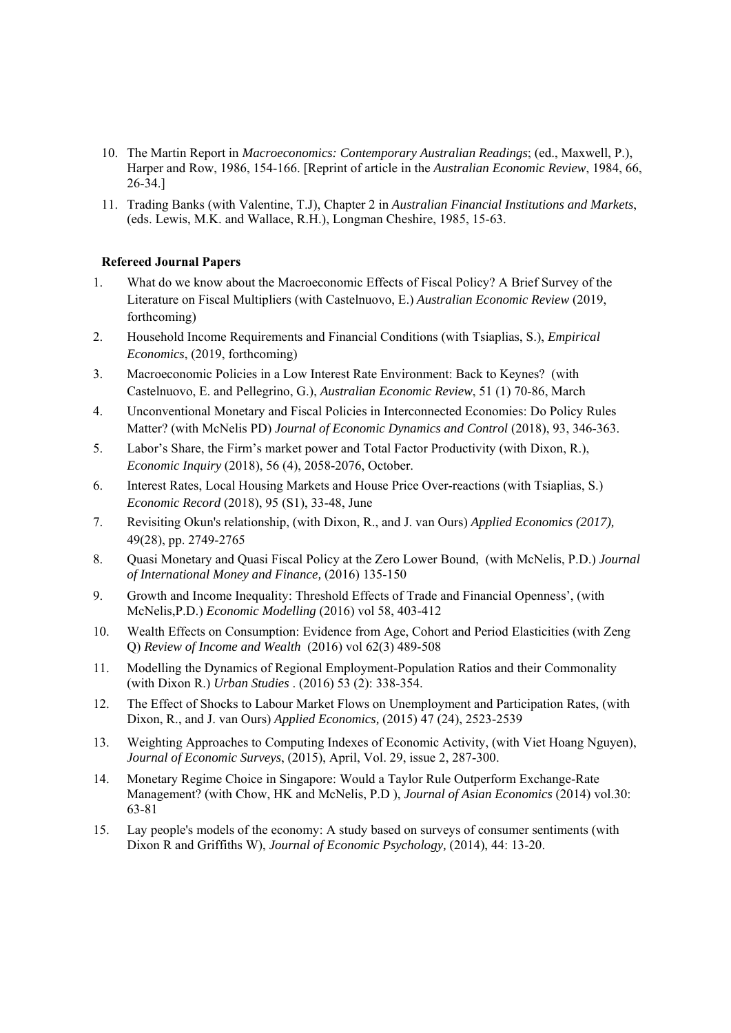10. The Martin Report in *Macroeconomics: Contemporary Australian Readings*; (ed., Maxwell, P.), Harper and Row, 1986, 154-166. [Reprint of article in the *Australian Economic Review*, 1984, 66, 26-34.]
11. Trading Banks (with Valentine, T.J), Chapter 2 in *Australian Financial Institutions and Markets*, (eds. Lewis, M.K. and Wallace, R.H.), Longman Cheshire, 1985, 15-63.

**Refereed Journal Papers**

1. What do we know about the Macroeconomic Effects of Fiscal Policy? A Brief Survey of the Literature on Fiscal Multipliers (with Castelnuovo, E.) *Australian Economic Review* (2019, forthcoming)
2. Household Income Requirements and Financial Conditions (with Tsiaplias, S.), *Empirical Economics*, (2019, forthcoming)
3. Macroeconomic Policies in a Low Interest Rate Environment: Back to Keynes? (with Castelnuovo, E. and Pellegrino, G.), *Australian Economic Review*, 51 (1) 70-86, March
4. Unconventional Monetary and Fiscal Policies in Interconnected Economies: Do Policy Rules Matter? (with McNelis PD) *Journal of Economic Dynamics and Control* (2018), 93, 346-363.
5. Labor's Share, the Firm's market power and Total Factor Productivity (with Dixon, R.), *Economic Inquiry* (2018), 56 (4), 2058-2076, October.
6. Interest Rates, Local Housing Markets and House Price Over-reactions (with Tsiaplias, S.) *Economic Record* (2018), 95 (S1), 33-48, June
7. Revisiting Okun's relationship, (with Dixon, R., and J. van Ours) *Applied Economics (2017),* 49(28), pp. 2749-2765
8. Quasi Monetary and Quasi Fiscal Policy at the Zero Lower Bound, (with McNelis, P.D.) *Journal of International Money and Finance,* (2016) 135-150
9. Growth and Income Inequality: Threshold Effects of Trade and Financial Openness', (with McNelis,P.D.) *Economic Modelling* (2016) vol 58, 403-412
10. Wealth Effects on Consumption: Evidence from Age, Cohort and Period Elasticities (with Zeng Q) *Review of Income and Wealth* (2016) vol 62(3) 489-508
11. Modelling the Dynamics of Regional Employment-Population Ratios and their Commonality (with Dixon R.) *Urban Studies* . (2016) 53 (2): 338-354.
12. The Effect of Shocks to Labour Market Flows on Unemployment and Participation Rates, (with Dixon, R., and J. van Ours) *Applied Economics,* (2015) 47 (24), 2523-2539
13. Weighting Approaches to Computing Indexes of Economic Activity, (with Viet Hoang Nguyen), *Journal of Economic Surveys*, (2015), April, Vol. 29, issue 2, 287-300.
14. Monetary Regime Choice in Singapore: Would a Taylor Rule Outperform Exchange-Rate Management? (with Chow, HK and McNelis, P.D ), *Journal of Asian Economics* (2014) vol.30: 63-81
15. Lay people's models of the economy: A study based on surveys of consumer sentiments (with Dixon R and Griffiths W), *Journal of Economic Psychology,* (2014), 44: 13-20.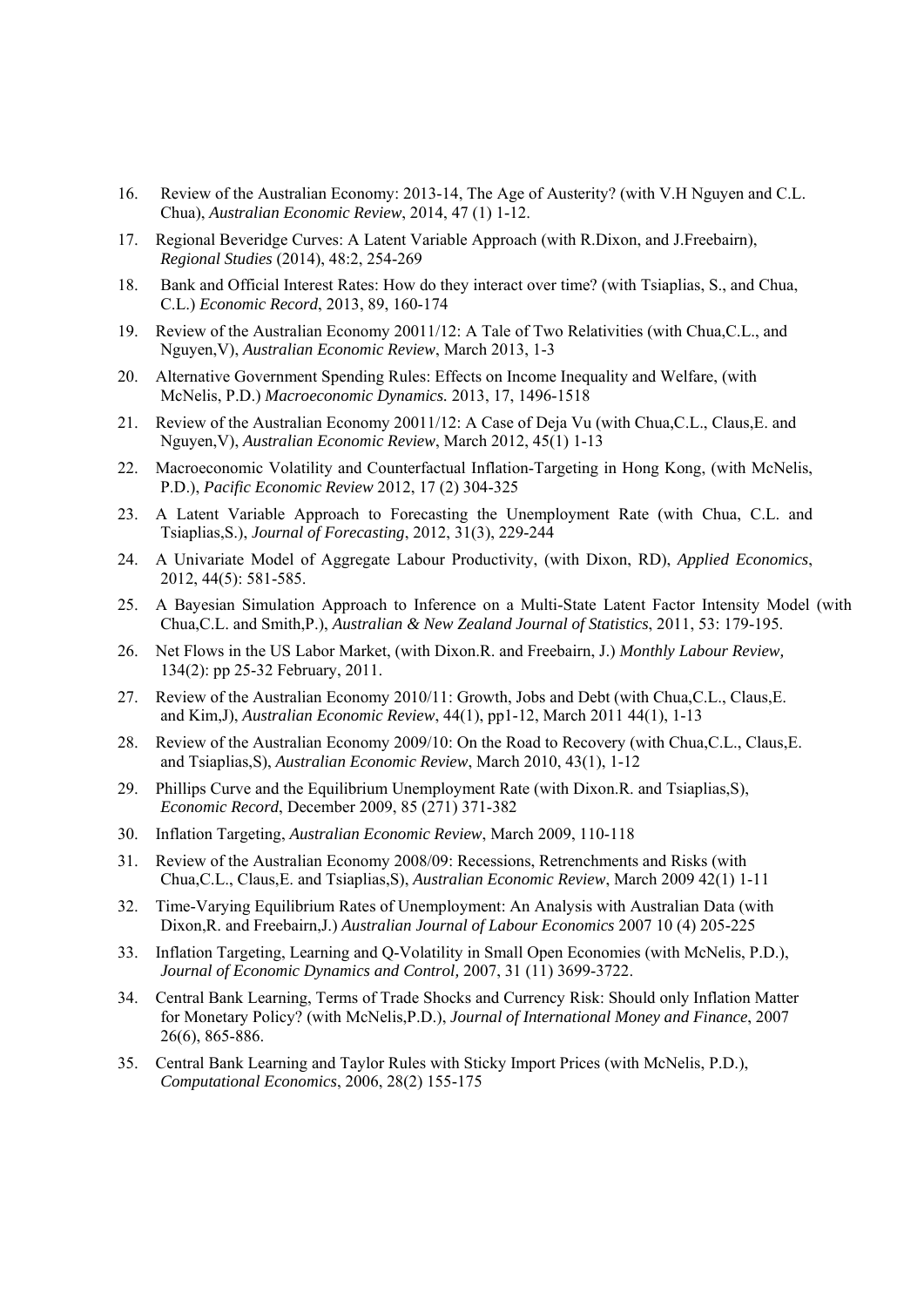16. Review of the Australian Economy: 2013-14, The Age of Austerity? (with V.H Nguyen and C.L. Chua), *Australian Economic Review*, 2014, 47 (1) 1-12.

17. Regional Beveridge Curves: A Latent Variable Approach (with R.Dixon, and J.Freebairn), *Regional Studies* (2014), 48:2, 254-269

18. Bank and Official Interest Rates: How do they interact over time? (with Tsiaplias, S., and Chua, C.L.) *Economic Record*, 2013, 89, 160-174

19. Review of the Australian Economy 20011/12: A Tale of Two Relativities (with Chua,C.L., and Nguyen,V), *Australian Economic Review*, March 2013, 1-3

20. Alternative Government Spending Rules: Effects on Income Inequality and Welfare, (with McNelis, P.D.) *Macroeconomic Dynamics.* 2013, 17, 1496-1518

21. Review of the Australian Economy 20011/12: A Case of Deja Vu (with Chua,C.L., Claus,E. and Nguyen,V), *Australian Economic Review*, March 2012, 45(1) 1-13

22. Macroeconomic Volatility and Counterfactual Inflation-Targeting in Hong Kong, (with McNelis, P.D.), *Pacific Economic Review* 2012, 17 (2) 304-325

23. A Latent Variable Approach to Forecasting the Unemployment Rate (with Chua, C.L. and Tsiaplias,S.), *Journal of Forecasting*, 2012, 31(3), 229-244

24. A Univariate Model of Aggregate Labour Productivity, (with Dixon, RD), *Applied Economics*, 2012, 44(5): 581-585.

25. A Bayesian Simulation Approach to Inference on a Multi-State Latent Factor Intensity Model (with Chua,C.L. and Smith,P.), *Australian & New Zealand Journal of Statistics*, 2011, 53: 179-195.

26. Net Flows in the US Labor Market, (with Dixon.R. and Freebairn, J.) *Monthly Labour Review,* 134(2): pp 25-32 February, 2011.

27. Review of the Australian Economy 2010/11: Growth, Jobs and Debt (with Chua,C.L., Claus,E. and Kim,J), *Australian Economic Review*, 44(1), pp1-12, March 2011 44(1), 1-13

28. Review of the Australian Economy 2009/10: On the Road to Recovery (with Chua,C.L., Claus,E. and Tsiaplias,S), *Australian Economic Review*, March 2010, 43(1), 1-12

29. Phillips Curve and the Equilibrium Unemployment Rate (with Dixon.R. and Tsiaplias,S), *Economic Record*, December 2009, 85 (271) 371-382

30. Inflation Targeting, *Australian Economic Review*, March 2009, 110-118

31. Review of the Australian Economy 2008/09: Recessions, Retrenchments and Risks (with Chua,C.L., Claus,E. and Tsiaplias,S), *Australian Economic Review*, March 2009 42(1) 1-11

32. Time-Varying Equilibrium Rates of Unemployment: An Analysis with Australian Data (with Dixon,R. and Freebairn,J.) *Australian Journal of Labour Economics* 2007 10 (4) 205-225

33. Inflation Targeting, Learning and Q-Volatility in Small Open Economies (with McNelis, P.D.), *Journal of Economic Dynamics and Control,* 2007, 31 (11) 3699-3722.

34. Central Bank Learning, Terms of Trade Shocks and Currency Risk: Should only Inflation Matter for Monetary Policy? (with McNelis,P.D.), *Journal of International Money and Finance*, 2007 26(6), 865-886.

35. Central Bank Learning and Taylor Rules with Sticky Import Prices (with McNelis, P.D.), *Computational Economics*, 2006, 28(2) 155-175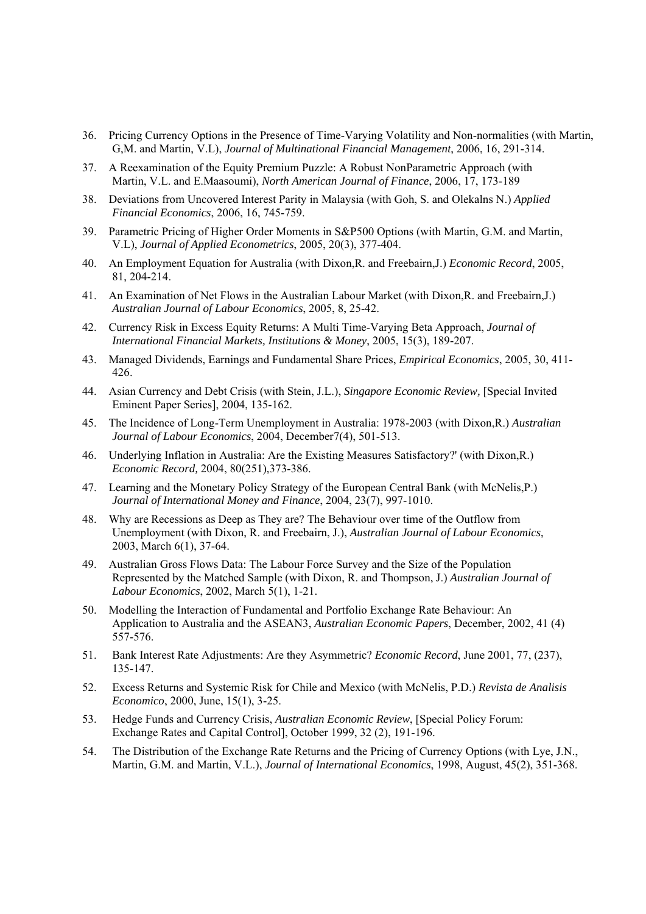36. Pricing Currency Options in the Presence of Time-Varying Volatility and Non-normalities (with Martin, G,M. and Martin, V.L), *Journal of Multinational Financial Management*, 2006, 16, 291-314.

37. A Reexamination of the Equity Premium Puzzle: A Robust NonParametric Approach (with Martin, V.L. and E.Maasoumi), *North American Journal of Finance*, 2006, 17, 173-189

38. Deviations from Uncovered Interest Parity in Malaysia (with Goh, S. and Olekalns N.) *Applied Financial Economics*, 2006, 16, 745-759.

39. Parametric Pricing of Higher Order Moments in S&P500 Options (with Martin, G.M. and Martin, V.L), *Journal of Applied Econometrics*, 2005, 20(3), 377-404.

40. An Employment Equation for Australia (with Dixon,R. and Freebairn,J.) *Economic Record*, 2005, 81, 204-214.

41. An Examination of Net Flows in the Australian Labour Market (with Dixon,R. and Freebairn,J.) *Australian Journal of Labour Economics*, 2005, 8, 25-42.

42. Currency Risk in Excess Equity Returns: A Multi Time-Varying Beta Approach, *Journal of International Financial Markets, Institutions & Money*, 2005, 15(3), 189-207.

43. Managed Dividends, Earnings and Fundamental Share Prices, *Empirical Economics*, 2005, 30, 411-426.

44. Asian Currency and Debt Crisis (with Stein, J.L.), *Singapore Economic Review,* [Special Invited Eminent Paper Series], 2004, 135-162.

45. The Incidence of Long-Term Unemployment in Australia: 1978-2003 (with Dixon,R.) *Australian Journal of Labour Economics*, 2004, December7(4), 501-513.

46. Underlying Inflation in Australia: Are the Existing Measures Satisfactory?' (with Dixon,R.) *Economic Record,* 2004, 80(251),373-386.

47. Learning and the Monetary Policy Strategy of the European Central Bank (with McNelis,P.) *Journal of International Money and Finance*, 2004, 23(7), 997-1010.

48. Why are Recessions as Deep as They are? The Behaviour over time of the Outflow from Unemployment (with Dixon, R. and Freebairn, J.), *Australian Journal of Labour Economics*, 2003, March 6(1), 37-64.

49. Australian Gross Flows Data: The Labour Force Survey and the Size of the Population Represented by the Matched Sample (with Dixon, R. and Thompson, J.) *Australian Journal of Labour Economics*, 2002, March 5(1), 1-21.

50. Modelling the Interaction of Fundamental and Portfolio Exchange Rate Behaviour: An Application to Australia and the ASEAN3, *Australian Economic Papers*, December, 2002, 41 (4) 557-576.

51. Bank Interest Rate Adjustments: Are they Asymmetric? *Economic Record*, June 2001, 77, (237), 135-147.

52. Excess Returns and Systemic Risk for Chile and Mexico (with McNelis, P.D.) *Revista de Analisis Economico*, 2000, June, 15(1), 3-25.

53. Hedge Funds and Currency Crisis, *Australian Economic Review*, [Special Policy Forum: Exchange Rates and Capital Control], October 1999, 32 (2), 191-196.

54. The Distribution of the Exchange Rate Returns and the Pricing of Currency Options (with Lye, J.N., Martin, G.M. and Martin, V.L.), *Journal of International Economics*, 1998, August, 45(2), 351-368.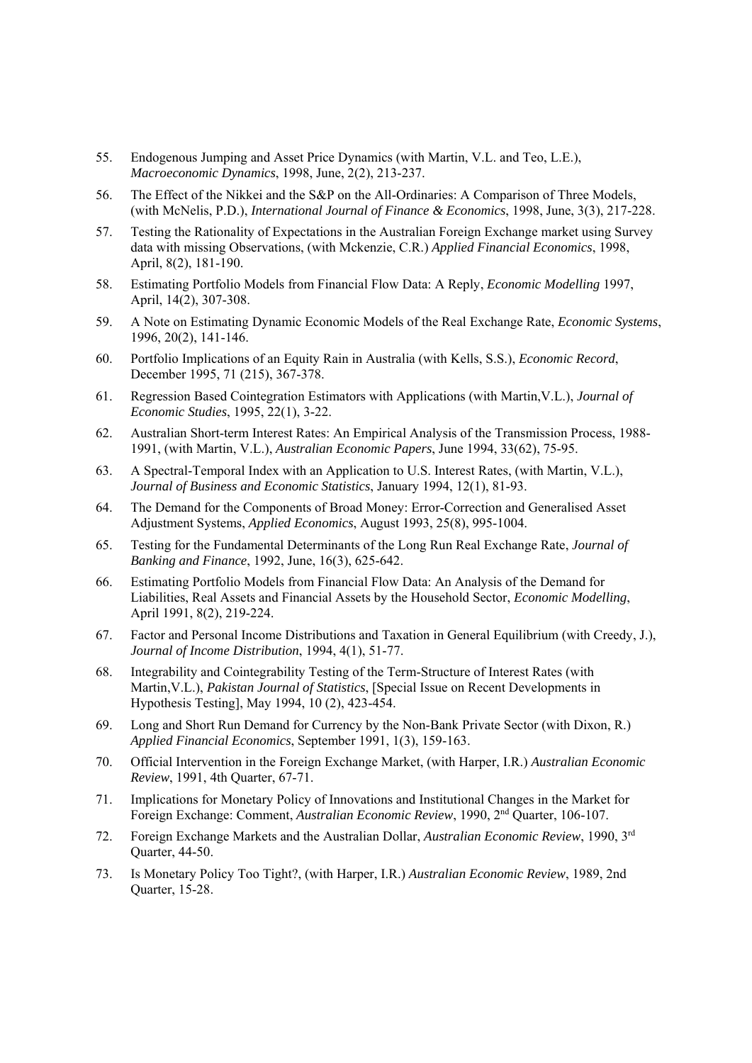55. Endogenous Jumping and Asset Price Dynamics (with Martin, V.L. and Teo, L.E.), *Macroeconomic Dynamics*, 1998, June, 2(2), 213-237.

56. The Effect of the Nikkei and the S&P on the All-Ordinaries: A Comparison of Three Models, (with McNelis, P.D.), *International Journal of Finance & Economics*, 1998, June, 3(3), 217-228.

57. Testing the Rationality of Expectations in the Australian Foreign Exchange market using Survey data with missing Observations, (with Mckenzie, C.R.) *Applied Financial Economics*, 1998, April, 8(2), 181-190.

58. Estimating Portfolio Models from Financial Flow Data: A Reply, *Economic Modelling* 1997, April, 14(2), 307-308.

59. A Note on Estimating Dynamic Economic Models of the Real Exchange Rate, *Economic Systems*, 1996, 20(2), 141-146.

60. Portfolio Implications of an Equity Rain in Australia (with Kells, S.S.), *Economic Record*, December 1995, 71 (215), 367-378.

61. Regression Based Cointegration Estimators with Applications (with Martin,V.L.), *Journal of Economic Studies*, 1995, 22(1), 3-22.

62. Australian Short-term Interest Rates: An Empirical Analysis of the Transmission Process, 1988-1991, (with Martin, V.L.), *Australian Economic Papers*, June 1994, 33(62), 75-95.

63. A Spectral-Temporal Index with an Application to U.S. Interest Rates, (with Martin, V.L.), *Journal of Business and Economic Statistics*, January 1994, 12(1), 81-93.

64. The Demand for the Components of Broad Money: Error-Correction and Generalised Asset Adjustment Systems, *Applied Economics*, August 1993, 25(8), 995-1004.

65. Testing for the Fundamental Determinants of the Long Run Real Exchange Rate, *Journal of Banking and Finance*, 1992, June, 16(3), 625-642.

66. Estimating Portfolio Models from Financial Flow Data: An Analysis of the Demand for Liabilities, Real Assets and Financial Assets by the Household Sector, *Economic Modelling*, April 1991, 8(2), 219-224.

67. Factor and Personal Income Distributions and Taxation in General Equilibrium (with Creedy, J.), *Journal of Income Distribution*, 1994, 4(1), 51-77.

68. Integrability and Cointegrability Testing of the Term-Structure of Interest Rates (with Martin,V.L.), *Pakistan Journal of Statistics*, [Special Issue on Recent Developments in Hypothesis Testing], May 1994, 10 (2), 423-454.

69. Long and Short Run Demand for Currency by the Non-Bank Private Sector (with Dixon, R.) *Applied Financial Economics*, September 1991, 1(3), 159-163.

70. Official Intervention in the Foreign Exchange Market, (with Harper, I.R.) *Australian Economic Review*, 1991, 4th Quarter, 67-71.

71. Implications for Monetary Policy of Innovations and Institutional Changes in the Market for Foreign Exchange: Comment, *Australian Economic Review*, 1990, 2nd Quarter, 106-107.

72. Foreign Exchange Markets and the Australian Dollar, *Australian Economic Review*, 1990, 3rd Quarter, 44-50.

73. Is Monetary Policy Too Tight?, (with Harper, I.R.) *Australian Economic Review*, 1989, 2nd Quarter, 15-28.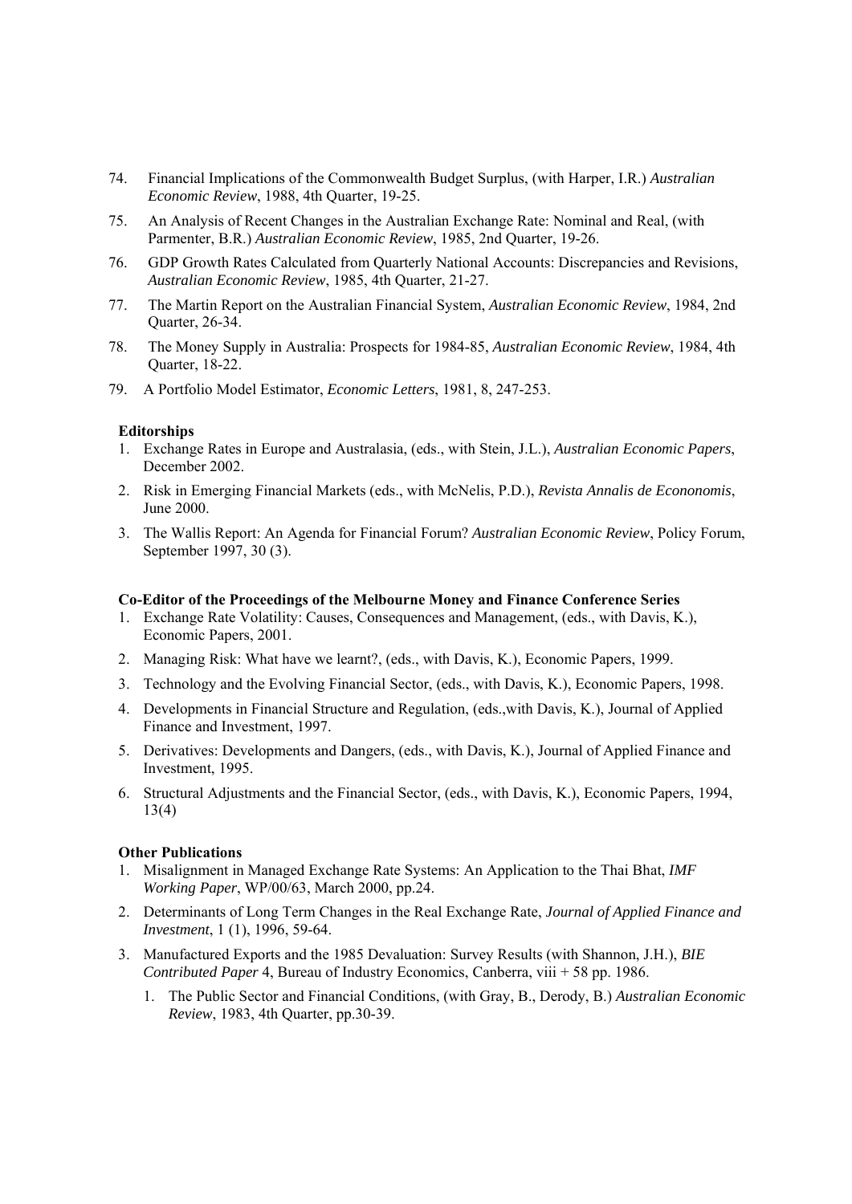74. Financial Implications of the Commonwealth Budget Surplus, (with Harper, I.R.) *Australian Economic Review*, 1988, 4th Quarter, 19-25.

75. An Analysis of Recent Changes in the Australian Exchange Rate: Nominal and Real, (with Parmenter, B.R.) *Australian Economic Review*, 1985, 2nd Quarter, 19-26.

76. GDP Growth Rates Calculated from Quarterly National Accounts: Discrepancies and Revisions, *Australian Economic Review*, 1985, 4th Quarter, 21-27.

77. The Martin Report on the Australian Financial System, *Australian Economic Review*, 1984, 2nd Quarter, 26-34.

78. The Money Supply in Australia: Prospects for 1984-85, *Australian Economic Review*, 1984, 4th Quarter, 18-22.

79. A Portfolio Model Estimator, *Economic Letters*, 1981, 8, 247-253.

**Editorships**

1. Exchange Rates in Europe and Australasia, (eds., with Stein, J.L.), *Australian Economic Papers*, December 2002.
2. Risk in Emerging Financial Markets (eds., with McNelis, P.D.), *Revista Annalis de Econonomis*, June 2000.
3. The Wallis Report: An Agenda for Financial Forum? *Australian Economic Review*, Policy Forum, September 1997, 30 (3).

**Co-Editor of the Proceedings of the Melbourne Money and Finance Conference Series**

1. Exchange Rate Volatility: Causes, Consequences and Management, (eds., with Davis, K.), Economic Papers, 2001.
2. Managing Risk: What have we learnt?, (eds., with Davis, K.), Economic Papers, 1999.
3. Technology and the Evolving Financial Sector, (eds., with Davis, K.), Economic Papers, 1998.
4. Developments in Financial Structure and Regulation, (eds.,with Davis, K.), Journal of Applied Finance and Investment, 1997.
5. Derivatives: Developments and Dangers, (eds., with Davis, K.), Journal of Applied Finance and Investment, 1995.
6. Structural Adjustments and the Financial Sector, (eds., with Davis, K.), Economic Papers, 1994, 13(4)

**Other Publications**

1. Misalignment in Managed Exchange Rate Systems: An Application to the Thai Bhat, *IMF Working Paper*, WP/00/63, March 2000, pp.24.
2. Determinants of Long Term Changes in the Real Exchange Rate, *Journal of Applied Finance and Investment*, 1 (1), 1996, 59-64.
3. Manufactured Exports and the 1985 Devaluation: Survey Results (with Shannon, J.H.), *BIE Contributed Paper* 4, Bureau of Industry Economics, Canberra, viii + 58 pp. 1986.
    1. The Public Sector and Financial Conditions, (with Gray, B., Derody, B.) *Australian Economic Review*, 1983, 4th Quarter, pp.30-39.